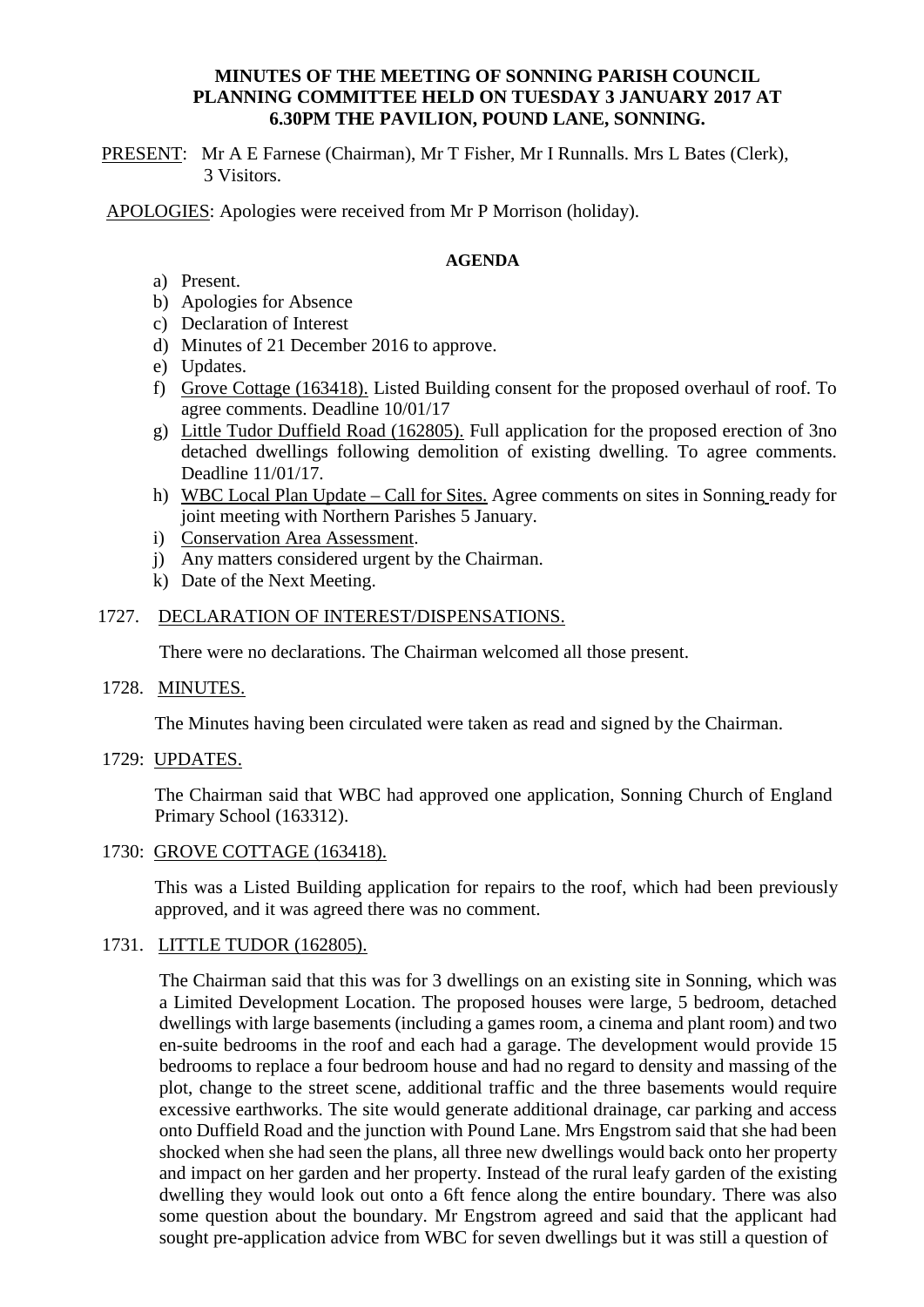**MINUTES OF THE MEETING OF SONNING PARISH COUNCIL PLANNING COMMITTEE HELD ON TUESDAY 3 JANUARY 2017 AT 6.30PM THE PAVILION, POUND LANE, SONNING.**

PRESENT: Mr A E Farnese (Chairman), Mr T Fisher, Mr I Runnalls. Mrs L Bates (Clerk), 3 Visitors.

APOLOGIES: Apologies were received from Mr P Morrison (holiday).

**AGENDA**

a) Present.
b) Apologies for Absence
c) Declaration of Interest
d) Minutes of 21 December 2016 to approve.
e) Updates.
f) Grove Cottage (163418). Listed Building consent for the proposed overhaul of roof. To agree comments. Deadline 10/01/17
g) Little Tudor Duffield Road (162805). Full application for the proposed erection of 3no detached dwellings following demolition of existing dwelling. To agree comments. Deadline 11/01/17.
h) WBC Local Plan Update – Call for Sites. Agree comments on sites in Sonning ready for joint meeting with Northern Parishes 5 January.
i) Conservation Area Assessment.
j) Any matters considered urgent by the Chairman.
k) Date of the Next Meeting.

1727. DECLARATION OF INTEREST/DISPENSATIONS.

There were no declarations. The Chairman welcomed all those present.

1728. MINUTES.

The Minutes having been circulated were taken as read and signed by the Chairman.

1729: UPDATES.

The Chairman said that WBC had approved one application, Sonning Church of England Primary School (163312).

1730: GROVE COTTAGE (163418).

This was a Listed Building application for repairs to the roof, which had been previously approved, and it was agreed there was no comment.

1731. LITTLE TUDOR (162805).

The Chairman said that this was for 3 dwellings on an existing site in Sonning, which was a Limited Development Location. The proposed houses were large, 5 bedroom, detached dwellings with large basements (including a games room, a cinema and plant room) and two en-suite bedrooms in the roof and each had a garage. The development would provide 15 bedrooms to replace a four bedroom house and had no regard to density and massing of the plot, change to the street scene, additional traffic and the three basements would require excessive earthworks. The site would generate additional drainage, car parking and access onto Duffield Road and the junction with Pound Lane. Mrs Engstrom said that she had been shocked when she had seen the plans, all three new dwellings would back onto her property and impact on her garden and her property. Instead of the rural leafy garden of the existing dwelling they would look out onto a 6ft fence along the entire boundary. There was also some question about the boundary. Mr Engstrom agreed and said that the applicant had sought pre-application advice from WBC for seven dwellings but it was still a question of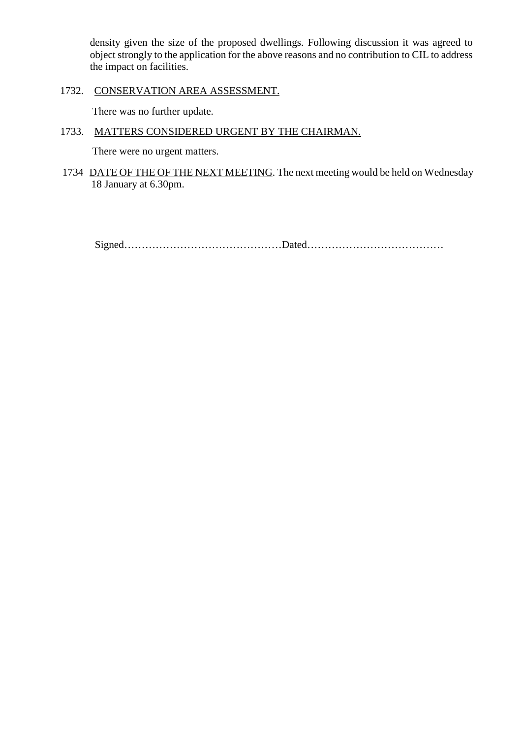density given the size of the proposed dwellings. Following discussion it was agreed to object strongly to the application for the above reasons and no contribution to CIL to address the impact on facilities.

1732. <u>CONSERVATION AREA ASSESSMENT.</u>

There was no further update.

1733. <u>MATTERS CONSIDERED URGENT BY THE CHAIRMAN.</u>

There were no urgent matters.

1734 <u>DATE OF THE OF THE NEXT MEETING</u>. The next meeting would be held on Wednesday 18 January at 6.30pm.

Signed………………………………………Dated…………………………………